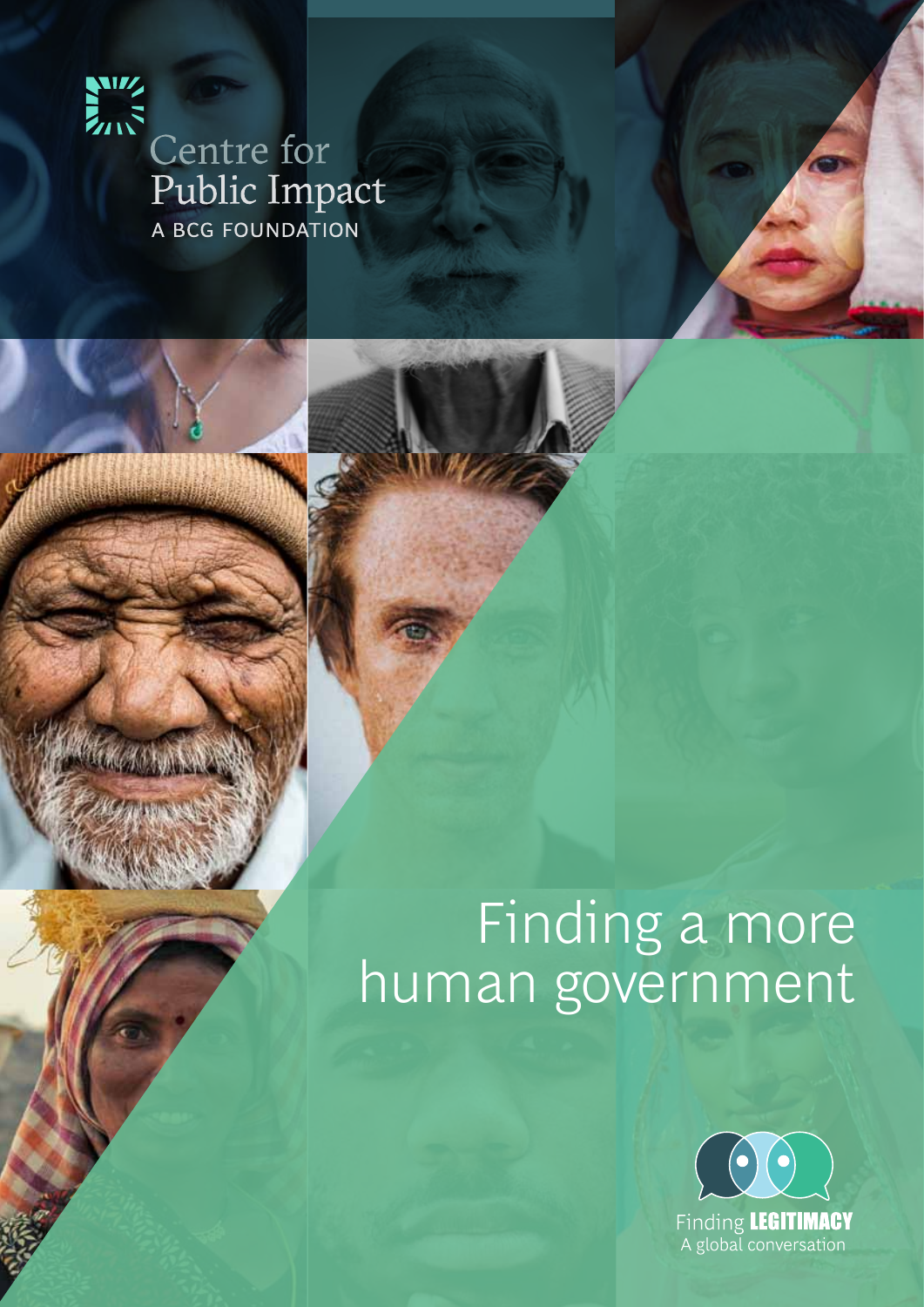Centre for
Public Impact
A BCG FOUNDATION

# Finding a more human government

Finding **LEGITIMACY**
A global conversation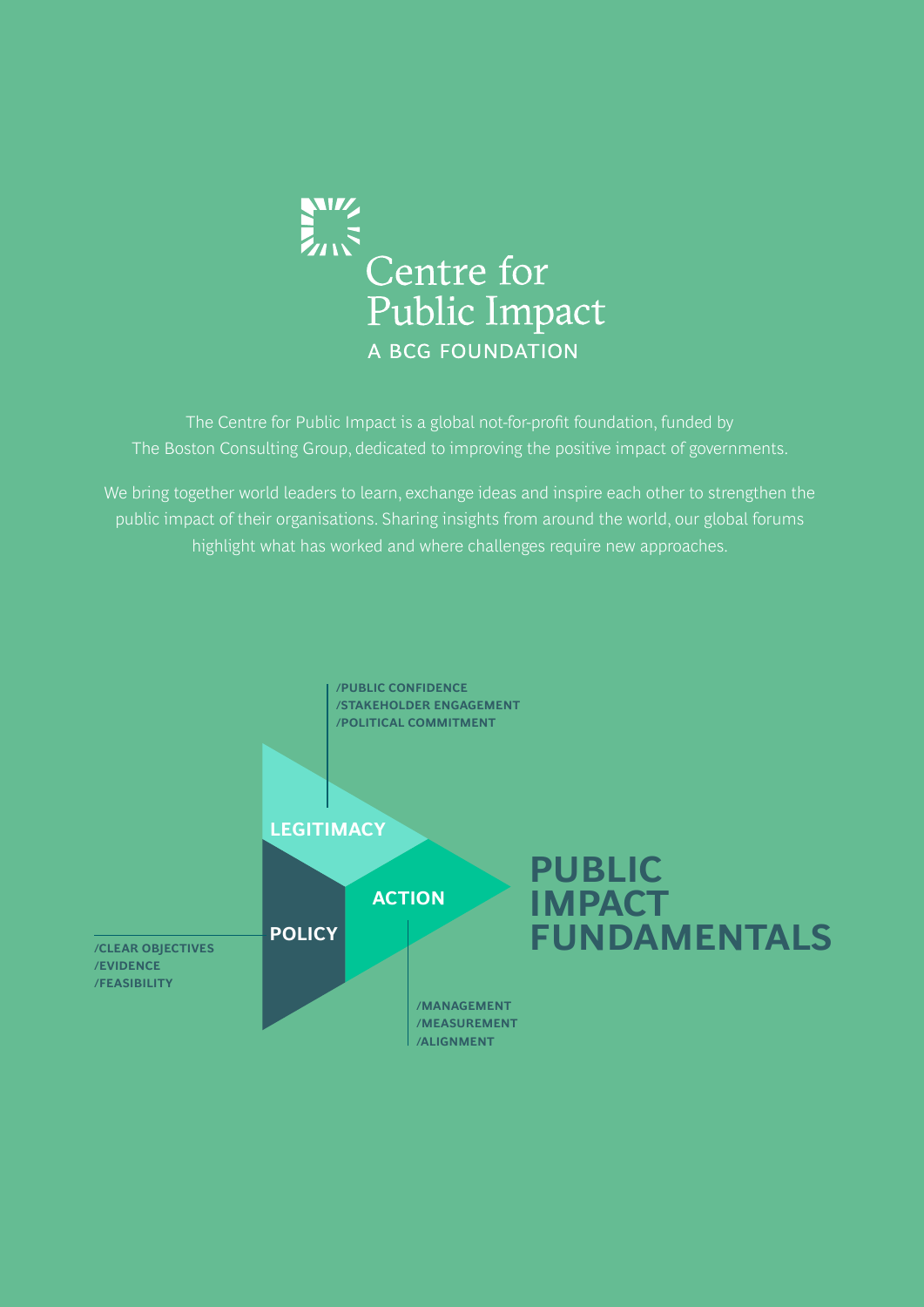Centre for Public Impact
A BCG FOUNDATION

The Centre for Public Impact is a global not-for-profit foundation, funded by The Boston Consulting Group, dedicated to improving the positive impact of governments.

We bring together world leaders to learn, exchange ideas and inspire each other to strengthen the public impact of their organisations. Sharing insights from around the world, our global forums highlight what has worked and where challenges require new approaches.

/PUBLIC CONFIDENCE
/STAKEHOLDER ENGAGEMENT
/POLITICAL COMMITMENT

LEGITIMACY

ACTION

POLICY

/CLEAR OBJECTIVES
/EVIDENCE
/FEASIBILITY

/MANAGEMENT
/MEASUREMENT
/ALIGNMENT

**PUBLIC IMPACT FUNDAMENTALS**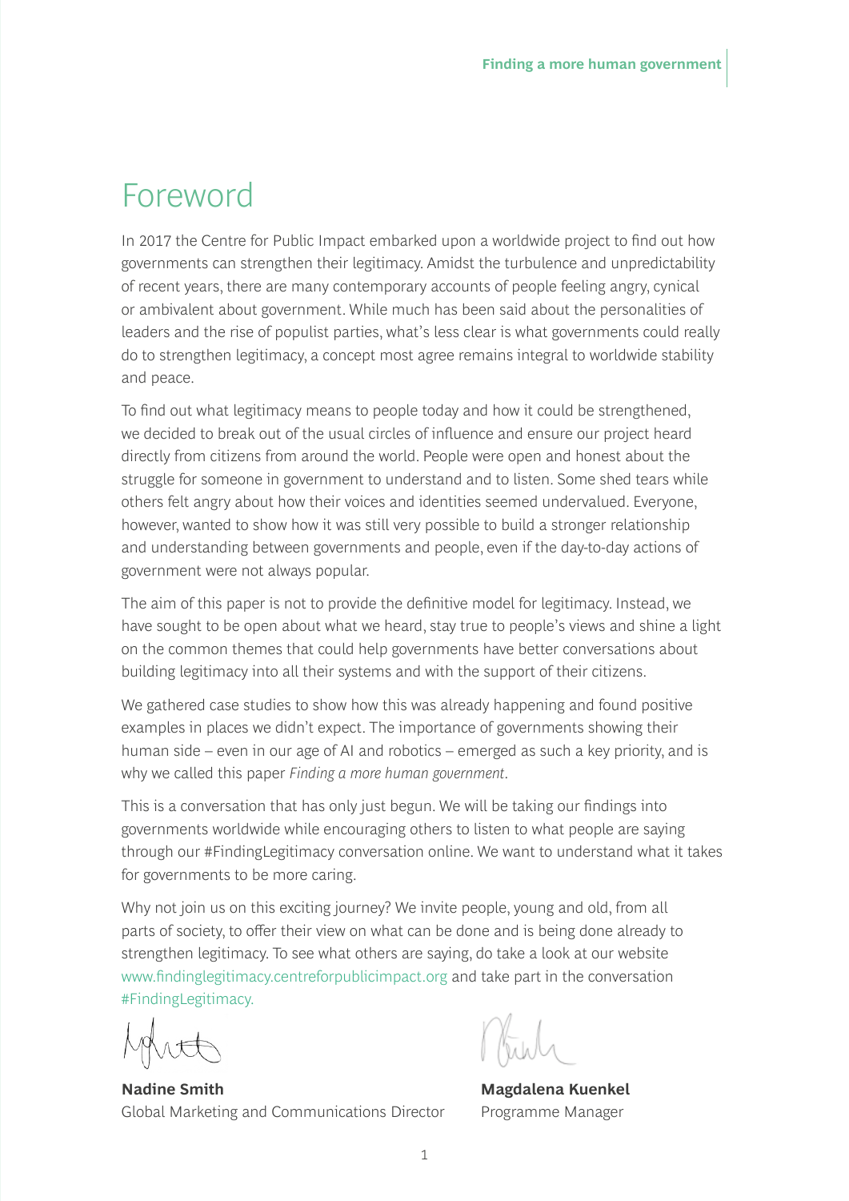# Foreword

In 2017 the Centre for Public Impact embarked upon a worldwide project to find out how governments can strengthen their legitimacy. Amidst the turbulence and unpredictability of recent years, there are many contemporary accounts of people feeling angry, cynical or ambivalent about government. While much has been said about the personalities of leaders and the rise of populist parties, what's less clear is what governments could really do to strengthen legitimacy, a concept most agree remains integral to worldwide stability and peace.

To find out what legitimacy means to people today and how it could be strengthened, we decided to break out of the usual circles of influence and ensure our project heard directly from citizens from around the world. People were open and honest about the struggle for someone in government to understand and to listen. Some shed tears while others felt angry about how their voices and identities seemed undervalued. Everyone, however, wanted to show how it was still very possible to build a stronger relationship and understanding between governments and people, even if the day-to-day actions of government were not always popular.

The aim of this paper is not to provide the definitive model for legitimacy. Instead, we have sought to be open about what we heard, stay true to people's views and shine a light on the common themes that could help governments have better conversations about building legitimacy into all their systems and with the support of their citizens.

We gathered case studies to show how this was already happening and found positive examples in places we didn't expect. The importance of governments showing their human side – even in our age of AI and robotics – emerged as such a key priority, and is why we called this paper *Finding a more human government*.

This is a conversation that has only just begun. We will be taking our findings into governments worldwide while encouraging others to listen to what people are saying through our #FindingLegitimacy conversation online. We want to understand what it takes for governments to be more caring.

Why not join us on this exciting journey? We invite people, young and old, from all parts of society, to offer their view on what can be done and is being done already to strengthen legitimacy. To see what others are saying, do take a look at our website www.findinglegitimacy.centreforpublicimpact.org and take part in the conversation #FindingLegitimacy.

**Nadine Smith**
Global Marketing and Communications Director

**Magdalena Kuenkel**
Programme Manager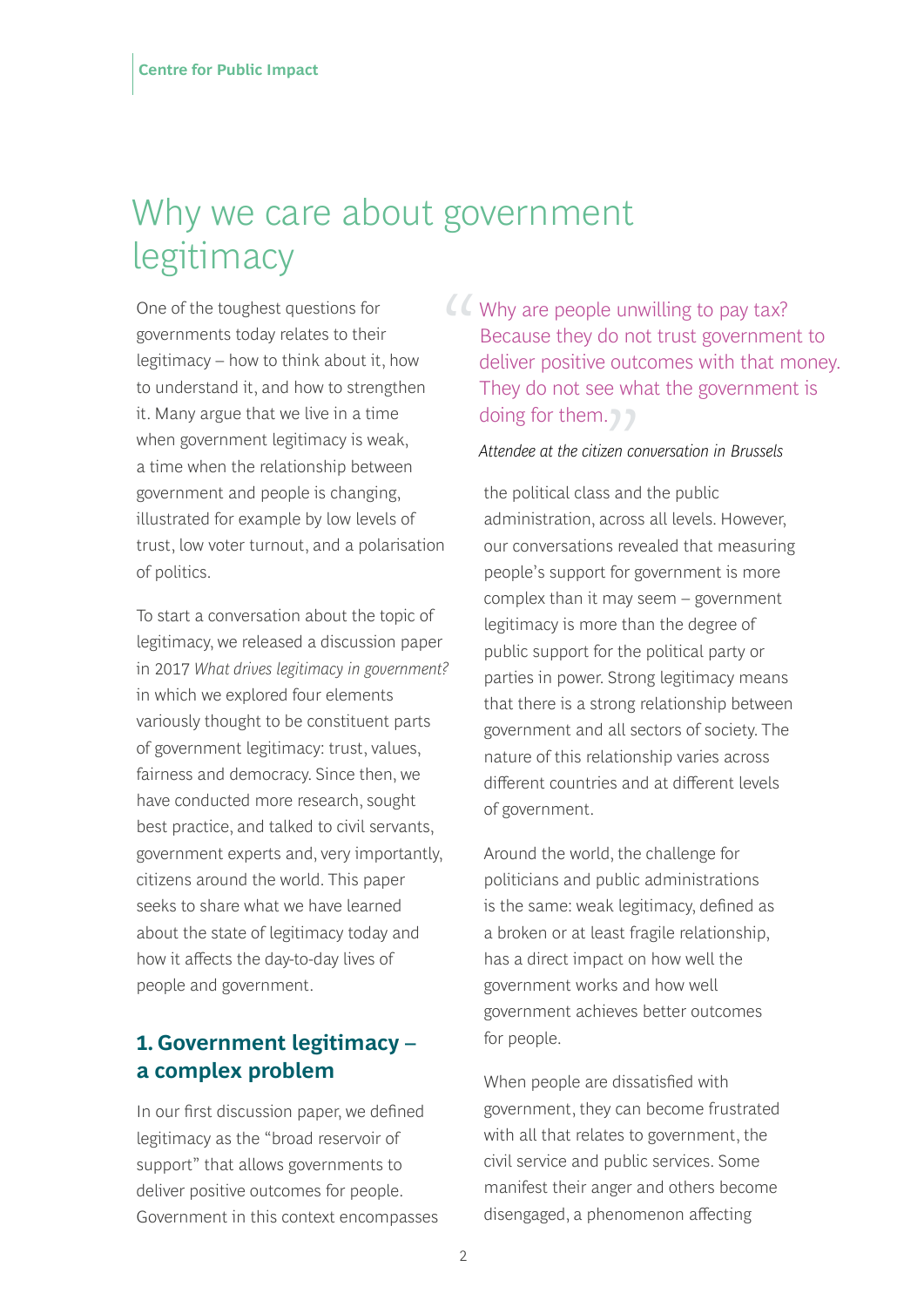# Why we care about government legitimacy

One of the toughest questions for governments today relates to their legitimacy – how to think about it, how to understand it, and how to strengthen it. Many argue that we live in a time when government legitimacy is weak, a time when the relationship between government and people is changing, illustrated for example by low levels of trust, low voter turnout, and a polarisation of politics.

To start a conversation about the topic of legitimacy, we released a discussion paper in 2017 *What drives legitimacy in government?* in which we explored four elements variously thought to be constituent parts of government legitimacy: trust, values, fairness and democracy. Since then, we have conducted more research, sought best practice, and talked to civil servants, government experts and, very importantly, citizens around the world. This paper seeks to share what we have learned about the state of legitimacy today and how it affects the day-to-day lives of people and government.

## 1. Government legitimacy – a complex problem

In our first discussion paper, we defined legitimacy as the "broad reservoir of support" that allows governments to deliver positive outcomes for people. Government in this context encompasses the political class and the public administration, across all levels. However, our conversations revealed that measuring people's support for government is more complex than it may seem – government legitimacy is more than the degree of public support for the political party or parties in power. Strong legitimacy means that there is a strong relationship between government and all sectors of society. The nature of this relationship varies across different countries and at different levels of government.

> "Why are people unwilling to pay tax? Because they do not trust government to deliver positive outcomes with that money. They do not see what the government is doing for them."
>
> *Attendee at the citizen conversation in Brussels*

Around the world, the challenge for politicians and public administrations is the same: weak legitimacy, defined as a broken or at least fragile relationship, has a direct impact on how well the government works and how well government achieves better outcomes for people.

When people are dissatisfied with government, they can become frustrated with all that relates to government, the civil service and public services. Some manifest their anger and others become disengaged, a phenomenon affecting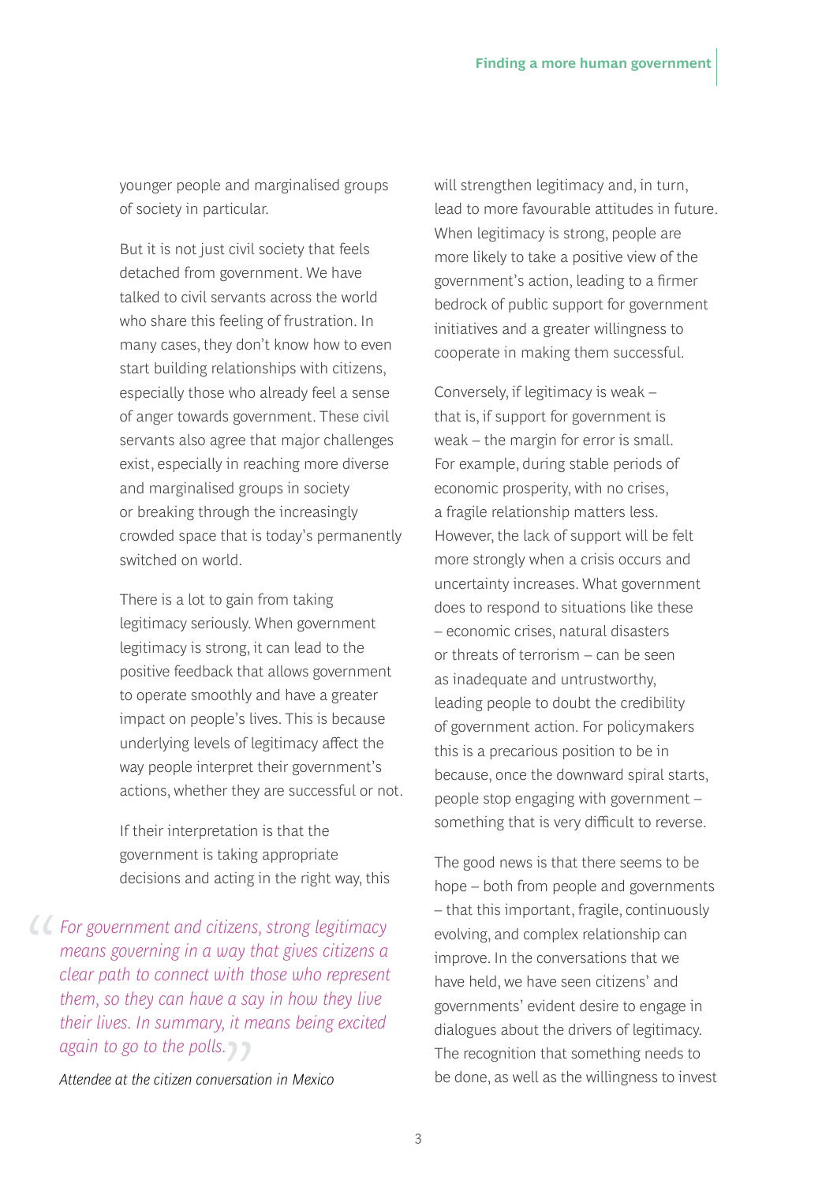younger people and marginalised groups of society in particular.

But it is not just civil society that feels detached from government. We have talked to civil servants across the world who share this feeling of frustration. In many cases, they don't know how to even start building relationships with citizens, especially those who already feel a sense of anger towards government. These civil servants also agree that major challenges exist, especially in reaching more diverse and marginalised groups in society or breaking through the increasingly crowded space that is today's permanently switched on world.

There is a lot to gain from taking legitimacy seriously. When government legitimacy is strong, it can lead to the positive feedback that allows government to operate smoothly and have a greater impact on people's lives. This is because underlying levels of legitimacy affect the way people interpret their government's actions, whether they are successful or not.

If their interpretation is that the government is taking appropriate decisions and acting in the right way, this will strengthen legitimacy and, in turn, lead to more favourable attitudes in future. When legitimacy is strong, people are more likely to take a positive view of the government's action, leading to a firmer bedrock of public support for government initiatives and a greater willingness to cooperate in making them successful.

> *"For government and citizens, strong legitimacy means governing in a way that gives citizens a clear path to connect with those who represent them, so they can have a say in how they live their lives. In summary, it means being excited again to go to the polls."*
>
> *Attendee at the citizen conversation in Mexico*

Conversely, if legitimacy is weak – that is, if support for government is weak – the margin for error is small. For example, during stable periods of economic prosperity, with no crises, a fragile relationship matters less. However, the lack of support will be felt more strongly when a crisis occurs and uncertainty increases. What government does to respond to situations like these – economic crises, natural disasters or threats of terrorism – can be seen as inadequate and untrustworthy, leading people to doubt the credibility of government action. For policymakers this is a precarious position to be in because, once the downward spiral starts, people stop engaging with government – something that is very difficult to reverse.

The good news is that there seems to be hope – both from people and governments – that this important, fragile, continuously evolving, and complex relationship can improve. In the conversations that we have held, we have seen citizens' and governments' evident desire to engage in dialogues about the drivers of legitimacy. The recognition that something needs to be done, as well as the willingness to invest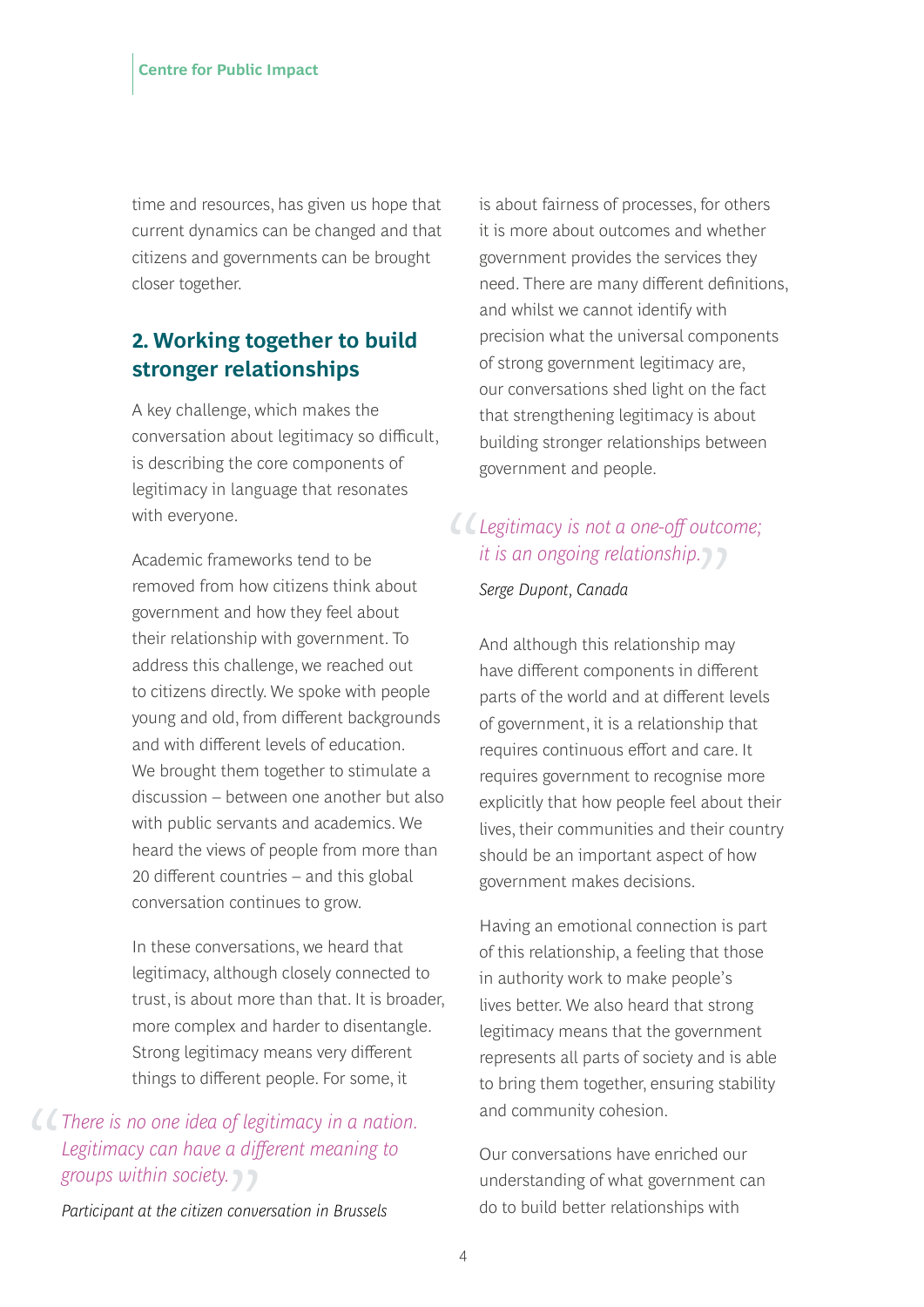time and resources, has given us hope that current dynamics can be changed and that citizens and governments can be brought closer together.

## 2. Working together to build stronger relationships

A key challenge, which makes the conversation about legitimacy so difficult, is describing the core components of legitimacy in language that resonates with everyone.

Academic frameworks tend to be removed from how citizens think about government and how they feel about their relationship with government. To address this challenge, we reached out to citizens directly. We spoke with people young and old, from different backgrounds and with different levels of education. We brought them together to stimulate a discussion – between one another but also with public servants and academics. We heard the views of people from more than 20 different countries – and this global conversation continues to grow.

In these conversations, we heard that legitimacy, although closely connected to trust, is about more than that. It is broader, more complex and harder to disentangle. Strong legitimacy means very different things to different people. For some, it is about fairness of processes, for others it is more about outcomes and whether government provides the services they need. There are many different definitions, and whilst we cannot identify with precision what the universal components of strong government legitimacy are, our conversations shed light on the fact that strengthening legitimacy is about building stronger relationships between government and people.

> *There is no one idea of legitimacy in a nation. Legitimacy can have a different meaning to groups within society.*
>
> *Participant at the citizen conversation in Brussels*

> *Legitimacy is not a one-off outcome; it is an ongoing relationship.*
>
> *Serge Dupont, Canada*

And although this relationship may have different components in different parts of the world and at different levels of government, it is a relationship that requires continuous effort and care. It requires government to recognise more explicitly that how people feel about their lives, their communities and their country should be an important aspect of how government makes decisions.

Having an emotional connection is part of this relationship, a feeling that those in authority work to make people's lives better. We also heard that strong legitimacy means that the government represents all parts of society and is able to bring them together, ensuring stability and community cohesion.

Our conversations have enriched our understanding of what government can do to build better relationships with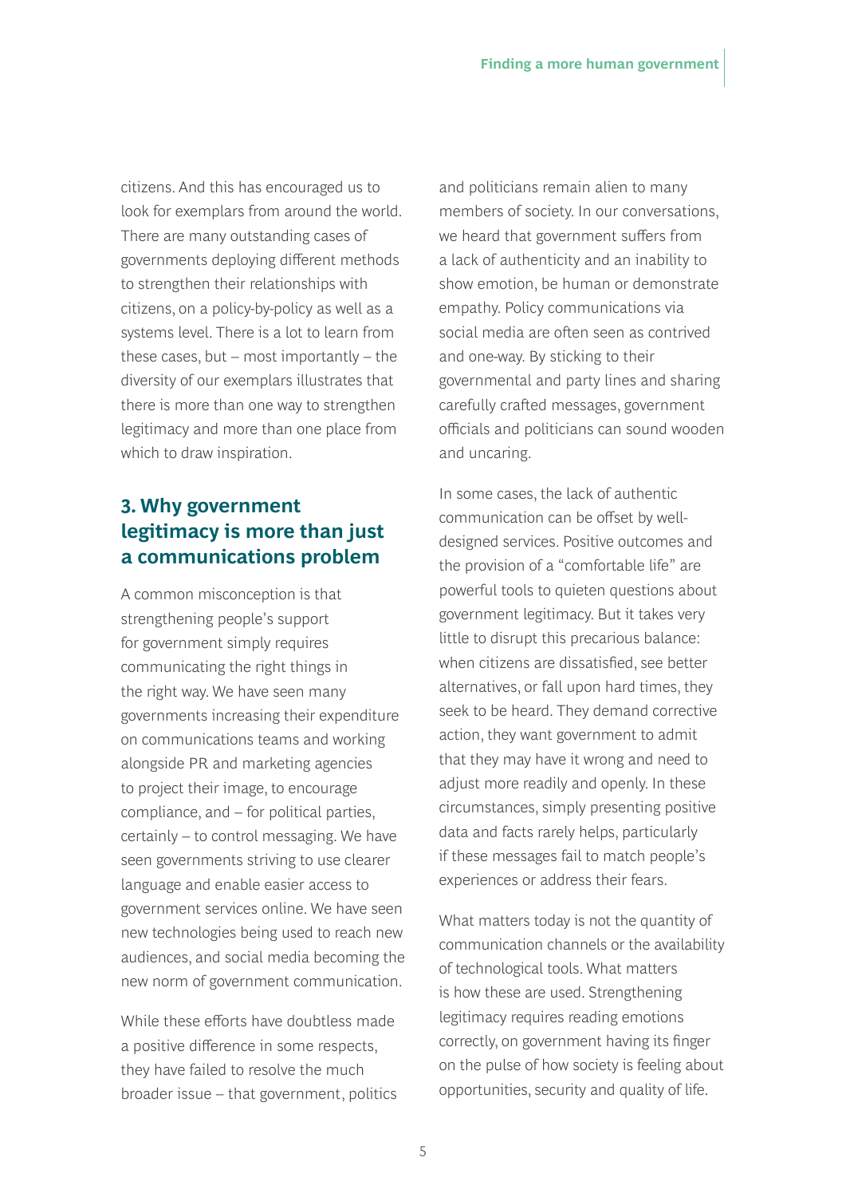citizens. And this has encouraged us to look for exemplars from around the world. There are many outstanding cases of governments deploying different methods to strengthen their relationships with citizens, on a policy-by-policy as well as a systems level. There is a lot to learn from these cases, but – most importantly – the diversity of our exemplars illustrates that there is more than one way to strengthen legitimacy and more than one place from which to draw inspiration.

## 3. Why government legitimacy is more than just a communications problem

A common misconception is that strengthening people's support for government simply requires communicating the right things in the right way. We have seen many governments increasing their expenditure on communications teams and working alongside PR and marketing agencies to project their image, to encourage compliance, and – for political parties, certainly – to control messaging. We have seen governments striving to use clearer language and enable easier access to government services online. We have seen new technologies being used to reach new audiences, and social media becoming the new norm of government communication.

While these efforts have doubtless made a positive difference in some respects, they have failed to resolve the much broader issue – that government, politics and politicians remain alien to many members of society. In our conversations, we heard that government suffers from a lack of authenticity and an inability to show emotion, be human or demonstrate empathy. Policy communications via social media are often seen as contrived and one-way. By sticking to their governmental and party lines and sharing carefully crafted messages, government officials and politicians can sound wooden and uncaring.

In some cases, the lack of authentic communication can be offset by well-designed services. Positive outcomes and the provision of a "comfortable life" are powerful tools to quieten questions about government legitimacy. But it takes very little to disrupt this precarious balance: when citizens are dissatisfied, see better alternatives, or fall upon hard times, they seek to be heard. They demand corrective action, they want government to admit that they may have it wrong and need to adjust more readily and openly. In these circumstances, simply presenting positive data and facts rarely helps, particularly if these messages fail to match people's experiences or address their fears.

What matters today is not the quantity of communication channels or the availability of technological tools. What matters is how these are used. Strengthening legitimacy requires reading emotions correctly, on government having its finger on the pulse of how society is feeling about opportunities, security and quality of life.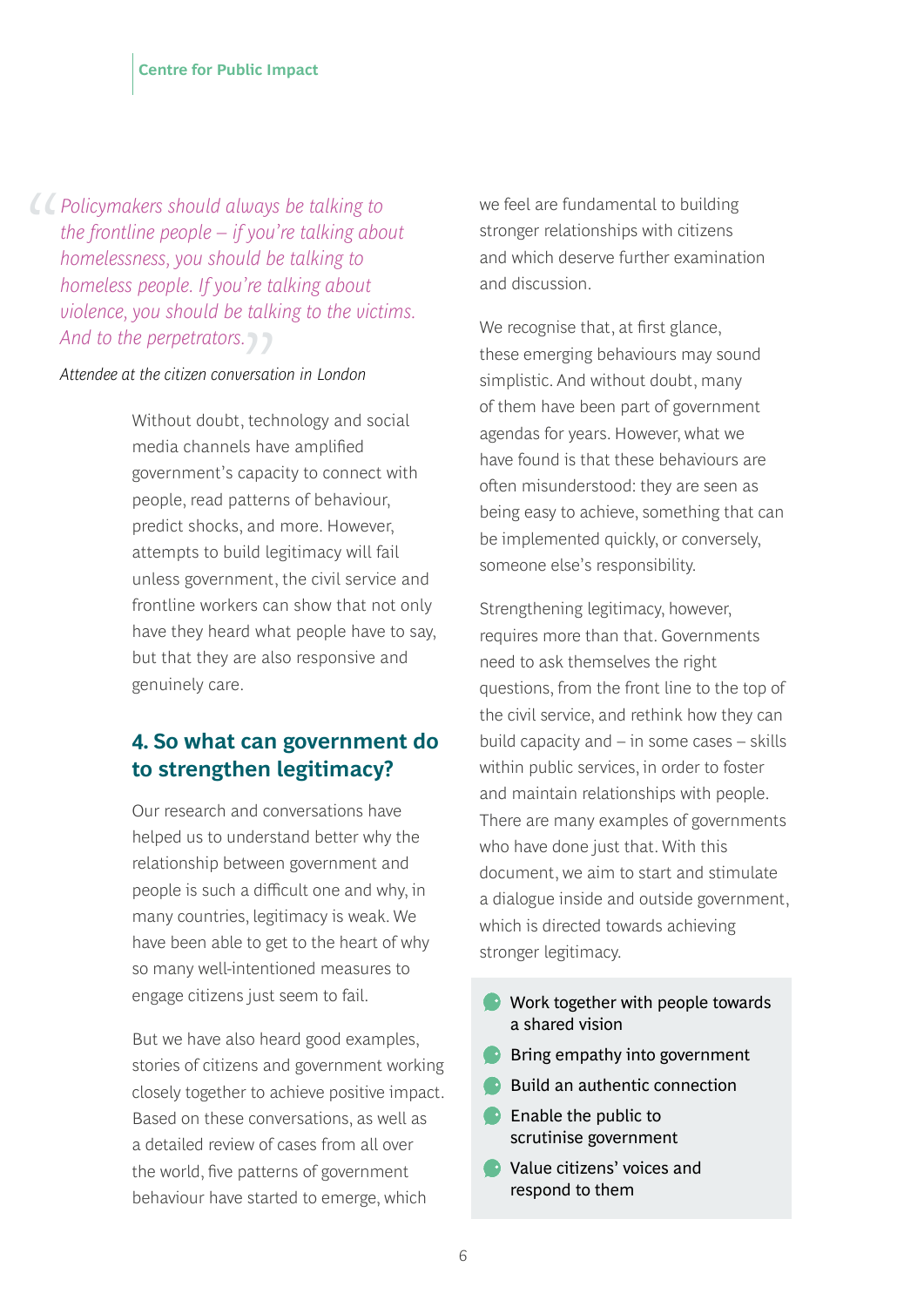> *Policymakers should always be talking to the frontline people – if you're talking about homelessness, you should be talking to homeless people. If you're talking about violence, you should be talking to the victims. And to the perpetrators.*
>
> *Attendee at the citizen conversation in London*

Without doubt, technology and social media channels have amplified government's capacity to connect with people, read patterns of behaviour, predict shocks, and more. However, attempts to build legitimacy will fail unless government, the civil service and frontline workers can show that not only have they heard what people have to say, but that they are also responsive and genuinely care.

## 4. So what can government do to strengthen legitimacy?

Our research and conversations have helped us to understand better why the relationship between government and people is such a difficult one and why, in many countries, legitimacy is weak. We have been able to get to the heart of why so many well-intentioned measures to engage citizens just seem to fail.

But we have also heard good examples, stories of citizens and government working closely together to achieve positive impact. Based on these conversations, as well as a detailed review of cases from all over the world, five patterns of government behaviour have started to emerge, which we feel are fundamental to building stronger relationships with citizens and which deserve further examination and discussion.

We recognise that, at first glance, these emerging behaviours may sound simplistic. And without doubt, many of them have been part of government agendas for years. However, what we have found is that these behaviours are often misunderstood: they are seen as being easy to achieve, something that can be implemented quickly, or conversely, someone else's responsibility.

Strengthening legitimacy, however, requires more than that. Governments need to ask themselves the right questions, from the front line to the top of the civil service, and rethink how they can build capacity and – in some cases – skills within public services, in order to foster and maintain relationships with people. There are many examples of governments who have done just that. With this document, we aim to start and stimulate a dialogue inside and outside government, which is directed towards achieving stronger legitimacy.

- Work together with people towards a shared vision
- Bring empathy into government
- Build an authentic connection
- Enable the public to scrutinise government
- Value citizens' voices and respond to them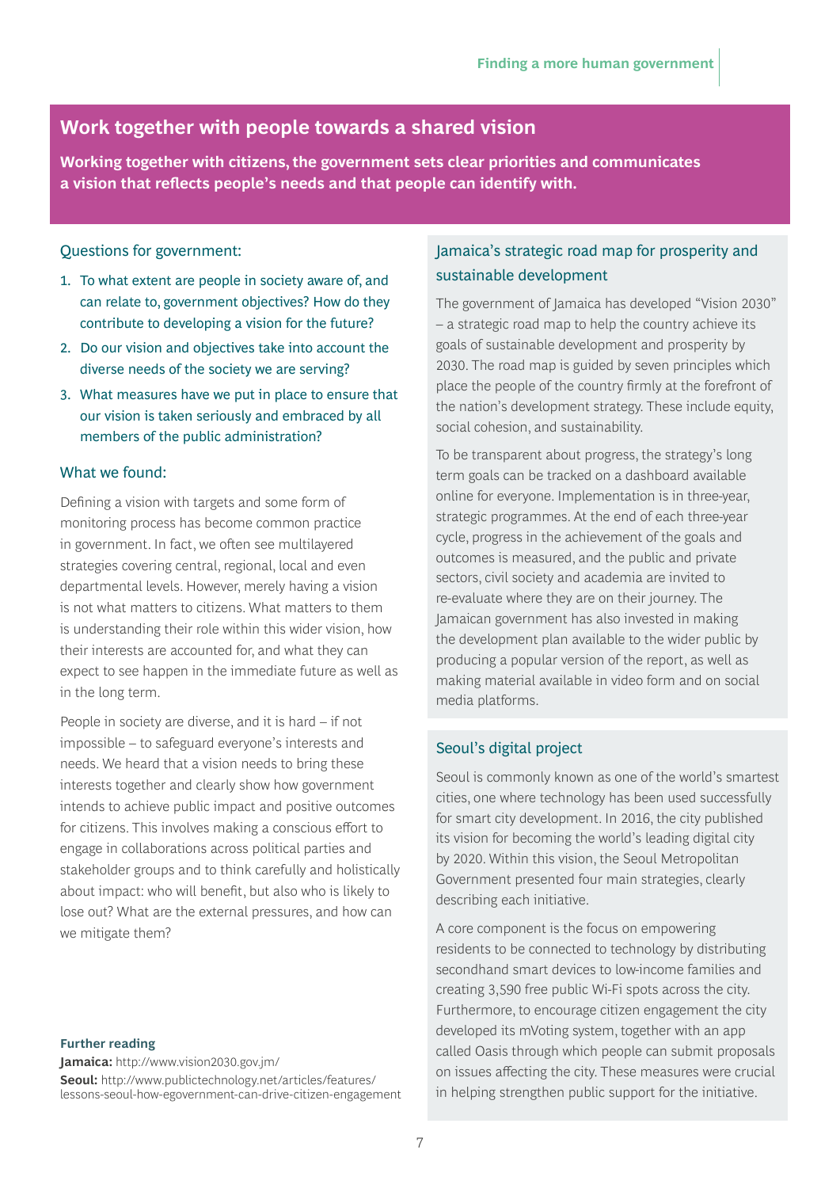## Work together with people towards a shared vision

**Working together with citizens, the government sets clear priorities and communicates a vision that reflects people's needs and that people can identify with.**

### Questions for government:

1. To what extent are people in society aware of, and can relate to, government objectives? How do they contribute to developing a vision for the future?
2. Do our vision and objectives take into account the diverse needs of the society we are serving?
3. What measures have we put in place to ensure that our vision is taken seriously and embraced by all members of the public administration?

### What we found:

Defining a vision with targets and some form of monitoring process has become common practice in government. In fact, we often see multilayered strategies covering central, regional, local and even departmental levels. However, merely having a vision is not what matters to citizens. What matters to them is understanding their role within this wider vision, how their interests are accounted for, and what they can expect to see happen in the immediate future as well as in the long term.

People in society are diverse, and it is hard – if not impossible – to safeguard everyone's interests and needs. We heard that a vision needs to bring these interests together and clearly show how government intends to achieve public impact and positive outcomes for citizens. This involves making a conscious effort to engage in collaborations across political parties and stakeholder groups and to think carefully and holistically about impact: who will benefit, but also who is likely to lose out? What are the external pressures, and how can we mitigate them?

### Jamaica's strategic road map for prosperity and sustainable development

The government of Jamaica has developed "Vision 2030" – a strategic road map to help the country achieve its goals of sustainable development and prosperity by 2030. The road map is guided by seven principles which place the people of the country firmly at the forefront of the nation's development strategy. These include equity, social cohesion, and sustainability.

To be transparent about progress, the strategy's long term goals can be tracked on a dashboard available online for everyone. Implementation is in three-year, strategic programmes. At the end of each three-year cycle, progress in the achievement of the goals and outcomes is measured, and the public and private sectors, civil society and academia are invited to re-evaluate where they are on their journey. The Jamaican government has also invested in making the development plan available to the wider public by producing a popular version of the report, as well as making material available in video form and on social media platforms.

### Seoul's digital project

Seoul is commonly known as one of the world's smartest cities, one where technology has been used successfully for smart city development. In 2016, the city published its vision for becoming the world's leading digital city by 2020. Within this vision, the Seoul Metropolitan Government presented four main strategies, clearly describing each initiative.

A core component is the focus on empowering residents to be connected to technology by distributing secondhand smart devices to low-income families and creating 3,590 free public Wi-Fi spots across the city. Furthermore, to encourage citizen engagement the city developed its mVoting system, together with an app called Oasis through which people can submit proposals on issues affecting the city. These measures were crucial in helping strengthen public support for the initiative.

**Further reading**

**Jamaica:** http://www.vision2030.gov.jm/

**Seoul:** http://www.publictechnology.net/articles/features/lessons-seoul-how-egovernment-can-drive-citizen-engagement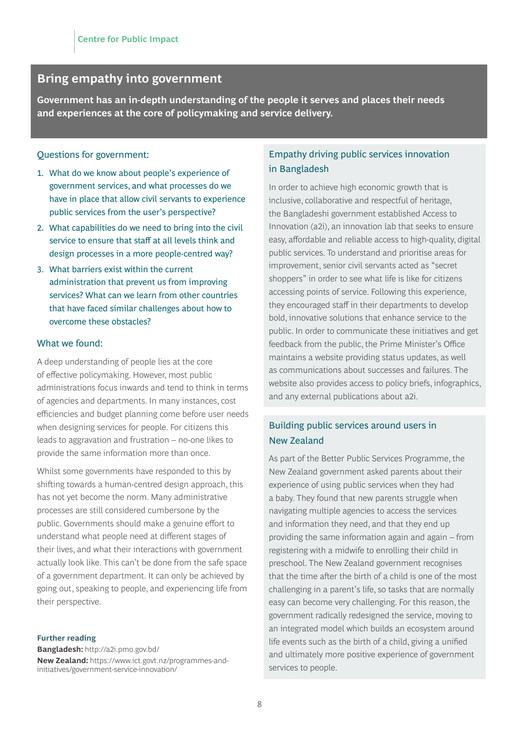## Bring empathy into government

**Government has an in-depth understanding of the people it serves and places their needs and experiences at the core of policymaking and service delivery.**

### Questions for government:

1. What do we know about people's experience of government services, and what processes do we have in place that allow civil servants to experience public services from the user's perspective?
2. What capabilities do we need to bring into the civil service to ensure that staff at all levels think and design processes in a more people-centred way?
3. What barriers exist within the current administration that prevent us from improving services? What can we learn from other countries that have faced similar challenges about how to overcome these obstacles?

### What we found:

A deep understanding of people lies at the core of effective policymaking. However, most public administrations focus inwards and tend to think in terms of agencies and departments. In many instances, cost efficiencies and budget planning come before user needs when designing services for people. For citizens this leads to aggravation and frustration – no-one likes to provide the same information more than once.

Whilst some governments have responded to this by shifting towards a human-centred design approach, this has not yet become the norm. Many administrative processes are still considered cumbersone by the public. Governments should make a genuine effort to understand what people need at different stages of their lives, and what their interactions with government actually look like. This can't be done from the safe space of a government department. It can only be achieved by going out, speaking to people, and experiencing life from their perspective.

**Further reading**

**Bangladesh:** http://a2i.pmo.gov.bd/

**New Zealand:** https://www.ict.govt.nz/programmes-and-initiatives/government-service-innovation/

### Empathy driving public services innovation in Bangladesh

In order to achieve high economic growth that is inclusive, collaborative and respectful of heritage, the Bangladeshi government established Access to Innovation (a2i), an innovation lab that seeks to ensure easy, affordable and reliable access to high-quality, digital public services. To understand and prioritise areas for improvement, senior civil servants acted as "secret shoppers" in order to see what life is like for citizens accessing points of service. Following this experience, they encouraged staff in their departments to develop bold, innovative solutions that enhance service to the public. In order to communicate these initiatives and get feedback from the public, the Prime Minister's Office maintains a website providing status updates, as well as communications about successes and failures. The website also provides access to policy briefs, infographics, and any external publications about a2i.

### Building public services around users in New Zealand

As part of the Better Public Services Programme, the New Zealand government asked parents about their experience of using public services when they had a baby. They found that new parents struggle when navigating multiple agencies to access the services and information they need, and that they end up providing the same information again and again – from registering with a midwife to enrolling their child in preschool. The New Zealand government recognises that the time after the birth of a child is one of the most challenging in a parent's life, so tasks that are normally easy can become very challenging. For this reason, the government radically redesigned the service, moving to an integrated model which builds an ecosystem around life events such as the birth of a child, giving a unified and ultimately more positive experience of government services to people.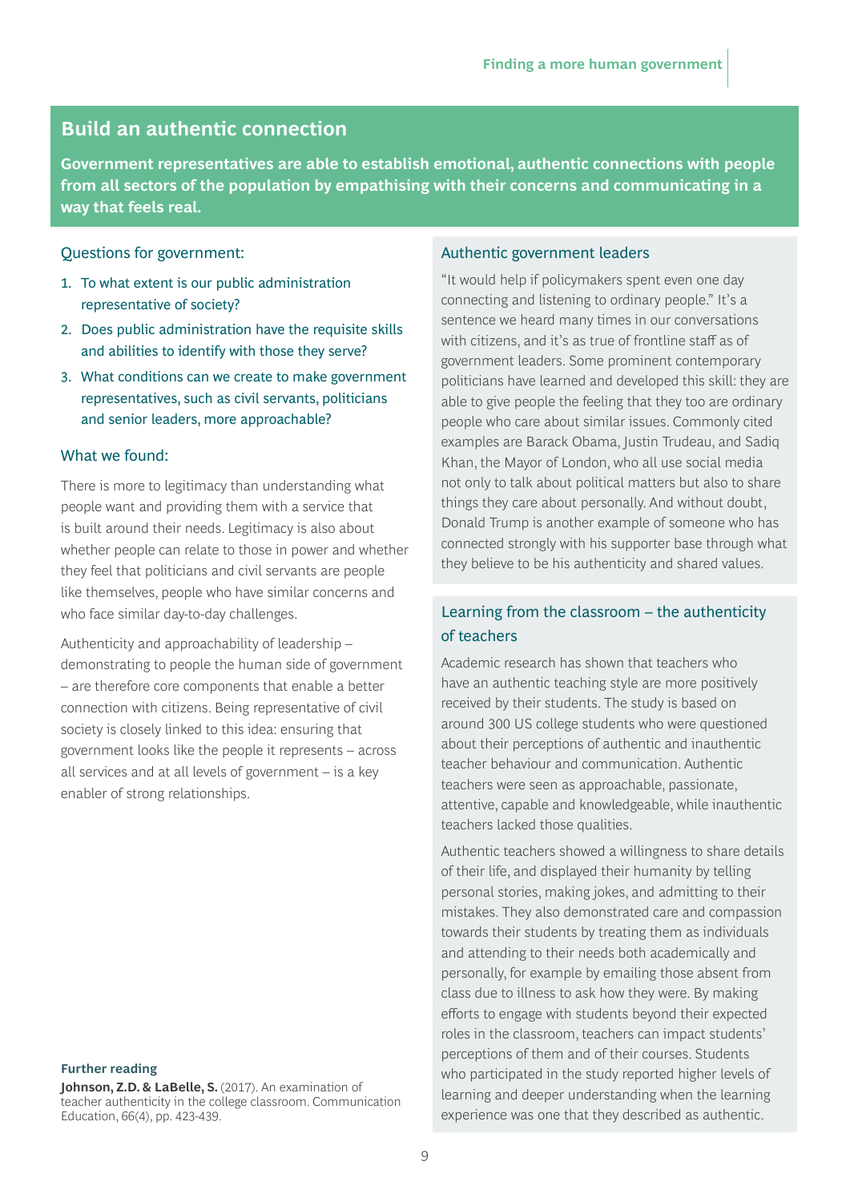## Build an authentic connection

**Government representatives are able to establish emotional, authentic connections with people from all sectors of the population by empathising with their concerns and communicating in a way that feels real.**

### Questions for government:

1. To what extent is our public administration representative of society?
2. Does public administration have the requisite skills and abilities to identify with those they serve?
3. What conditions can we create to make government representatives, such as civil servants, politicians and senior leaders, more approachable?

### What we found:

There is more to legitimacy than understanding what people want and providing them with a service that is built around their needs. Legitimacy is also about whether people can relate to those in power and whether they feel that politicians and civil servants are people like themselves, people who have similar concerns and who face similar day-to-day challenges.

Authenticity and approachability of leadership – demonstrating to people the human side of government – are therefore core components that enable a better connection with citizens. Being representative of civil society is closely linked to this idea: ensuring that government looks like the people it represents – across all services and at all levels of government – is a key enabler of strong relationships.

**Further reading**

**Johnson, Z.D. & LaBelle, S.** (2017). An examination of teacher authenticity in the college classroom. Communication Education, 66(4), pp. 423-439.

### Authentic government leaders

"It would help if policymakers spent even one day connecting and listening to ordinary people." It's a sentence we heard many times in our conversations with citizens, and it's as true of frontline staff as of government leaders. Some prominent contemporary politicians have learned and developed this skill: they are able to give people the feeling that they too are ordinary people who care about similar issues. Commonly cited examples are Barack Obama, Justin Trudeau, and Sadiq Khan, the Mayor of London, who all use social media not only to talk about political matters but also to share things they care about personally. And without doubt, Donald Trump is another example of someone who has connected strongly with his supporter base through what they believe to be his authenticity and shared values.

### Learning from the classroom – the authenticity of teachers

Academic research has shown that teachers who have an authentic teaching style are more positively received by their students. The study is based on around 300 US college students who were questioned about their perceptions of authentic and inauthentic teacher behaviour and communication. Authentic teachers were seen as approachable, passionate, attentive, capable and knowledgeable, while inauthentic teachers lacked those qualities.

Authentic teachers showed a willingness to share details of their life, and displayed their humanity by telling personal stories, making jokes, and admitting to their mistakes. They also demonstrated care and compassion towards their students by treating them as individuals and attending to their needs both academically and personally, for example by emailing those absent from class due to illness to ask how they were. By making efforts to engage with students beyond their expected roles in the classroom, teachers can impact students' perceptions of them and of their courses. Students who participated in the study reported higher levels of learning and deeper understanding when the learning experience was one that they described as authentic.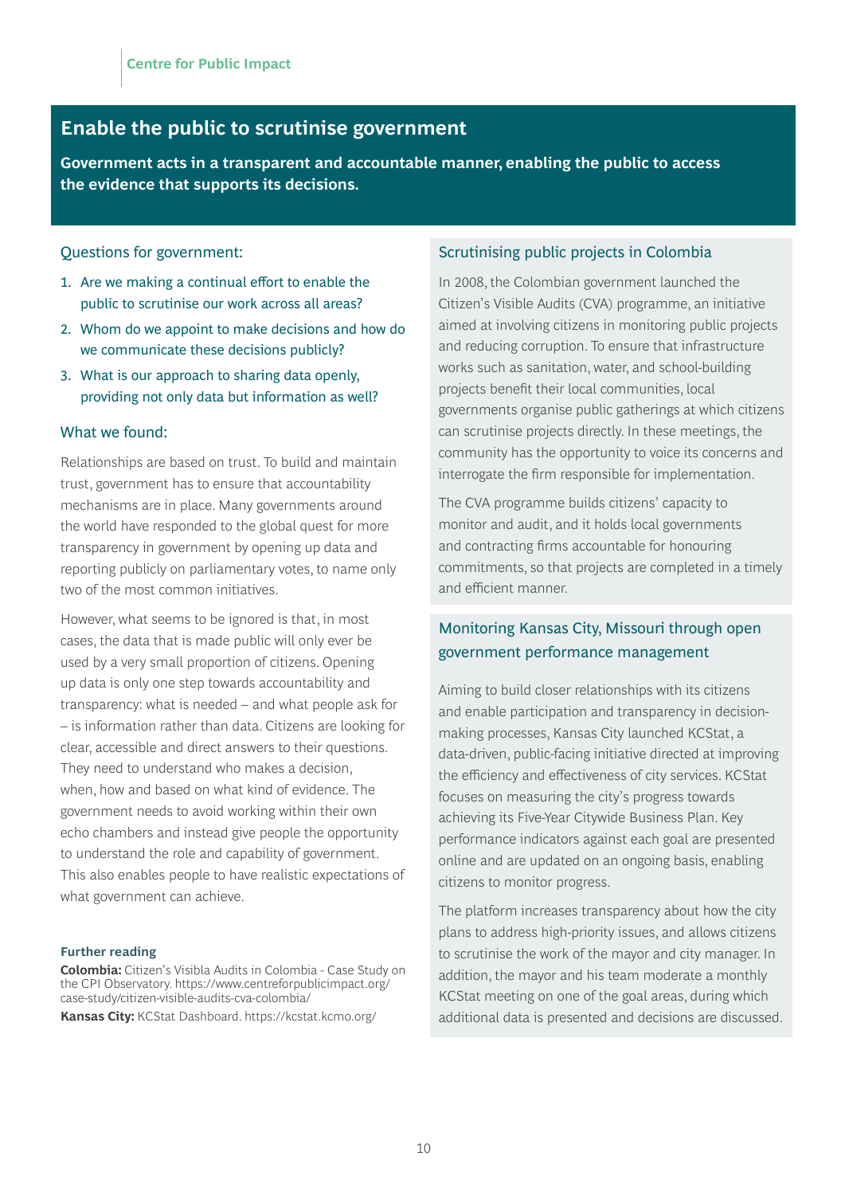## Enable the public to scrutinise government

**Government acts in a transparent and accountable manner, enabling the public to access the evidence that supports its decisions.**

### Questions for government:

1. Are we making a continual effort to enable the public to scrutinise our work across all areas?
2. Whom do we appoint to make decisions and how do we communicate these decisions publicly?
3. What is our approach to sharing data openly, providing not only data but information as well?

### What we found:

Relationships are based on trust. To build and maintain trust, government has to ensure that accountability mechanisms are in place. Many governments around the world have responded to the global quest for more transparency in government by opening up data and reporting publicly on parliamentary votes, to name only two of the most common initiatives.

However, what seems to be ignored is that, in most cases, the data that is made public will only ever be used by a very small proportion of citizens. Opening up data is only one step towards accountability and transparency: what is needed – and what people ask for – is information rather than data. Citizens are looking for clear, accessible and direct answers to their questions. They need to understand who makes a decision, when, how and based on what kind of evidence. The government needs to avoid working within their own echo chambers and instead give people the opportunity to understand the role and capability of government. This also enables people to have realistic expectations of what government can achieve.

**Further reading**

**Colombia:** Citizen's Visibla Audits in Colombia - Case Study on the CPI Observatory. https://www.centreforpublicimpact.org/case-study/citizen-visible-audits-cva-colombia/

**Kansas City:** KCStat Dashboard. https://kcstat.kcmo.org/

### Scrutinising public projects in Colombia

In 2008, the Colombian government launched the Citizen's Visible Audits (CVA) programme, an initiative aimed at involving citizens in monitoring public projects and reducing corruption. To ensure that infrastructure works such as sanitation, water, and school-building projects benefit their local communities, local governments organise public gatherings at which citizens can scrutinise projects directly. In these meetings, the community has the opportunity to voice its concerns and interrogate the firm responsible for implementation.

The CVA programme builds citizens' capacity to monitor and audit, and it holds local governments and contracting firms accountable for honouring commitments, so that projects are completed in a timely and efficient manner.

### Monitoring Kansas City, Missouri through open government performance management

Aiming to build closer relationships with its citizens and enable participation and transparency in decision-making processes, Kansas City launched KCStat, a data-driven, public-facing initiative directed at improving the efficiency and effectiveness of city services. KCStat focuses on measuring the city's progress towards achieving its Five-Year Citywide Business Plan. Key performance indicators against each goal are presented online and are updated on an ongoing basis, enabling citizens to monitor progress.

The platform increases transparency about how the city plans to address high-priority issues, and allows citizens to scrutinise the work of the mayor and city manager. In addition, the mayor and his team moderate a monthly KCStat meeting on one of the goal areas, during which additional data is presented and decisions are discussed.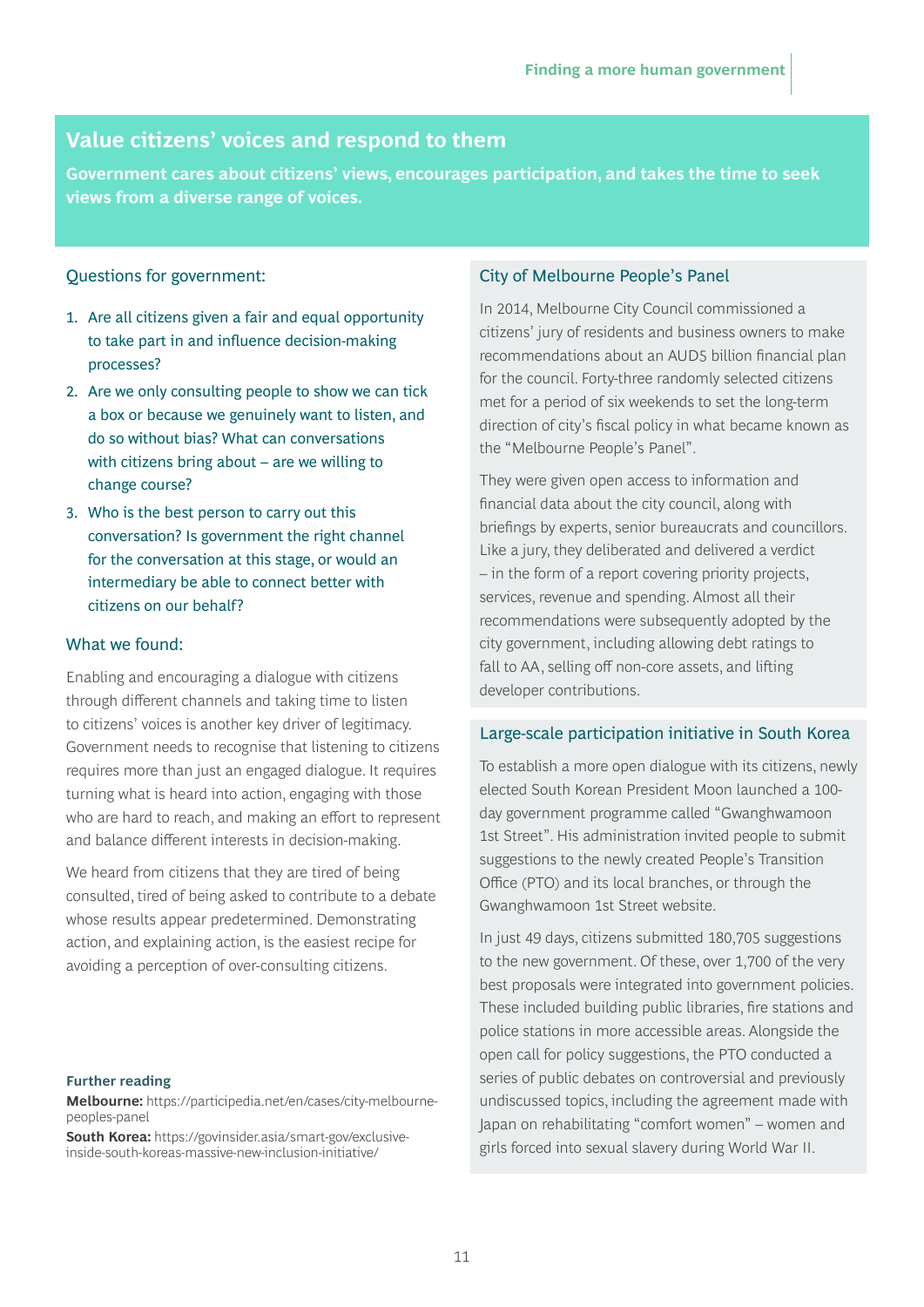## Value citizens' voices and respond to them

**Government cares about citizens' views, encourages participation, and takes the time to seek views from a diverse range of voices.**

### Questions for government:

1. Are all citizens given a fair and equal opportunity to take part in and influence decision-making processes?
2. Are we only consulting people to show we can tick a box or because we genuinely want to listen, and do so without bias? What can conversations with citizens bring about – are we willing to change course?
3. Who is the best person to carry out this conversation? Is government the right channel for the conversation at this stage, or would an intermediary be able to connect better with citizens on our behalf?

### What we found:

Enabling and encouraging a dialogue with citizens through different channels and taking time to listen to citizens' voices is another key driver of legitimacy. Government needs to recognise that listening to citizens requires more than just an engaged dialogue. It requires turning what is heard into action, engaging with those who are hard to reach, and making an effort to represent and balance different interests in decision-making.

We heard from citizens that they are tired of being consulted, tired of being asked to contribute to a debate whose results appear predetermined. Demonstrating action, and explaining action, is the easiest recipe for avoiding a perception of over-consulting citizens.

### City of Melbourne People's Panel

In 2014, Melbourne City Council commissioned a citizens' jury of residents and business owners to make recommendations about an AUD5 billion financial plan for the council. Forty-three randomly selected citizens met for a period of six weekends to set the long-term direction of city's fiscal policy in what became known as the "Melbourne People's Panel".

They were given open access to information and financial data about the city council, along with briefings by experts, senior bureaucrats and councillors. Like a jury, they deliberated and delivered a verdict – in the form of a report covering priority projects, services, revenue and spending. Almost all their recommendations were subsequently adopted by the city government, including allowing debt ratings to fall to AA, selling off non-core assets, and lifting developer contributions.

### Large-scale participation initiative in South Korea

To establish a more open dialogue with its citizens, newly elected South Korean President Moon launched a 100-day government programme called "Gwanghwamoon 1st Street". His administration invited people to submit suggestions to the newly created People's Transition Office (PTO) and its local branches, or through the Gwanghwamoon 1st Street website.

In just 49 days, citizens submitted 180,705 suggestions to the new government. Of these, over 1,700 of the very best proposals were integrated into government policies. These included building public libraries, fire stations and police stations in more accessible areas. Alongside the open call for policy suggestions, the PTO conducted a series of public debates on controversial and previously undiscussed topics, including the agreement made with Japan on rehabilitating "comfort women" – women and girls forced into sexual slavery during World War II.

**Further reading**

**Melbourne:** https://participedia.net/en/cases/city-melbourne-peoples-panel

**South Korea:** https://govinsider.asia/smart-gov/exclusive-inside-south-koreas-massive-new-inclusion-initiative/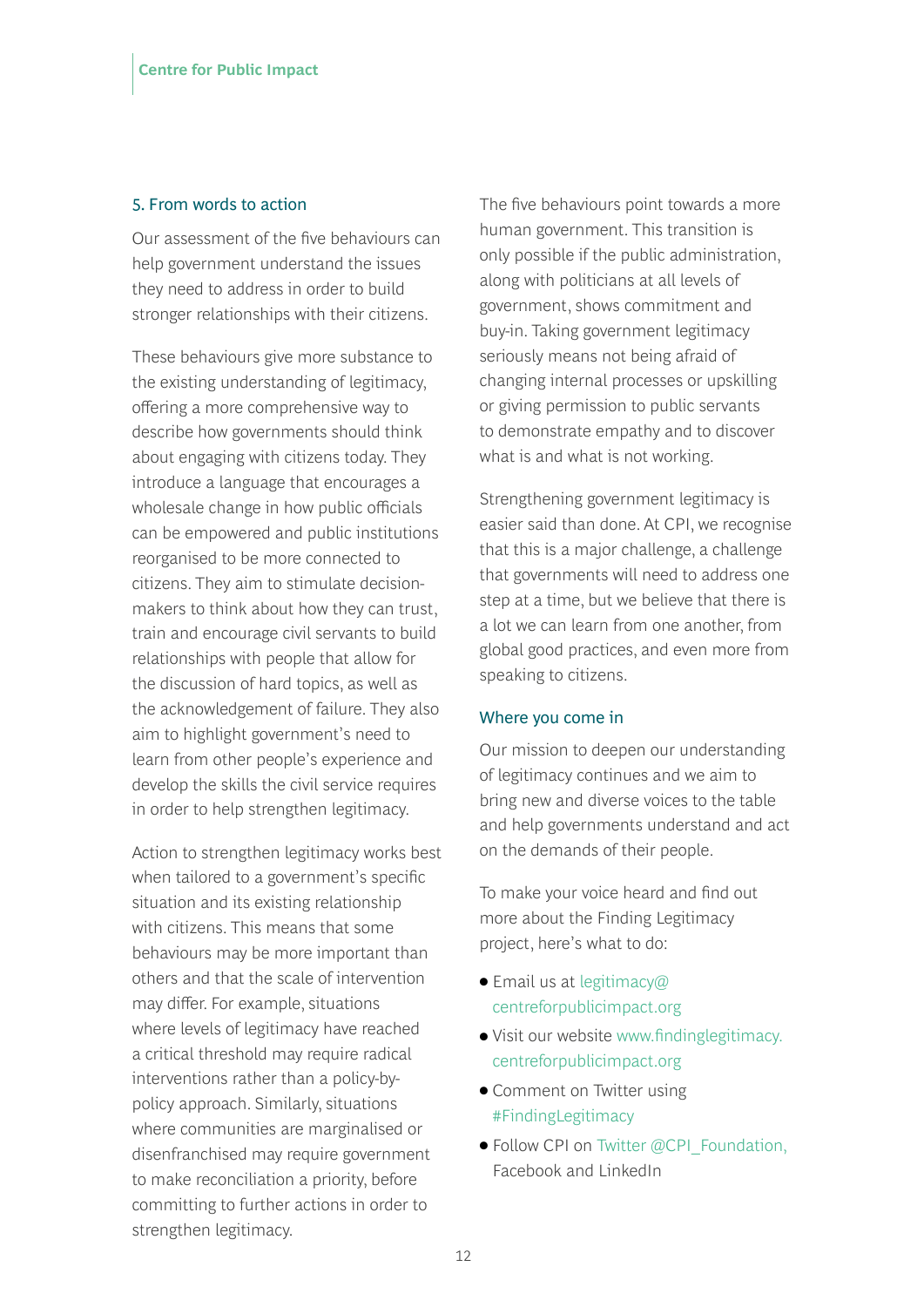## 5. From words to action

Our assessment of the five behaviours can help government understand the issues they need to address in order to build stronger relationships with their citizens.

These behaviours give more substance to the existing understanding of legitimacy, offering a more comprehensive way to describe how governments should think about engaging with citizens today. They introduce a language that encourages a wholesale change in how public officials can be empowered and public institutions reorganised to be more connected to citizens. They aim to stimulate decision-makers to think about how they can trust, train and encourage civil servants to build relationships with people that allow for the discussion of hard topics, as well as the acknowledgement of failure. They also aim to highlight government's need to learn from other people's experience and develop the skills the civil service requires in order to help strengthen legitimacy.

Action to strengthen legitimacy works best when tailored to a government's specific situation and its existing relationship with citizens. This means that some behaviours may be more important than others and that the scale of intervention may differ. For example, situations where levels of legitimacy have reached a critical threshold may require radical interventions rather than a policy-by-policy approach. Similarly, situations where communities are marginalised or disenfranchised may require government to make reconciliation a priority, before committing to further actions in order to strengthen legitimacy.

The five behaviours point towards a more human government. This transition is only possible if the public administration, along with politicians at all levels of government, shows commitment and buy-in. Taking government legitimacy seriously means not being afraid of changing internal processes or upskilling or giving permission to public servants to demonstrate empathy and to discover what is and what is not working.

Strengthening government legitimacy is easier said than done. At CPI, we recognise that this is a major challenge, a challenge that governments will need to address one step at a time, but we believe that there is a lot we can learn from one another, from global good practices, and even more from speaking to citizens.

### Where you come in

Our mission to deepen our understanding of legitimacy continues and we aim to bring new and diverse voices to the table and help governments understand and act on the demands of their people.

To make your voice heard and find out more about the Finding Legitimacy project, here's what to do:

- Email us at legitimacy@centreforpublicimpact.org
- Visit our website www.findinglegitimacy.centreforpublicimpact.org
- Comment on Twitter using #FindingLegitimacy
- Follow CPI on Twitter @CPI_Foundation, Facebook and LinkedIn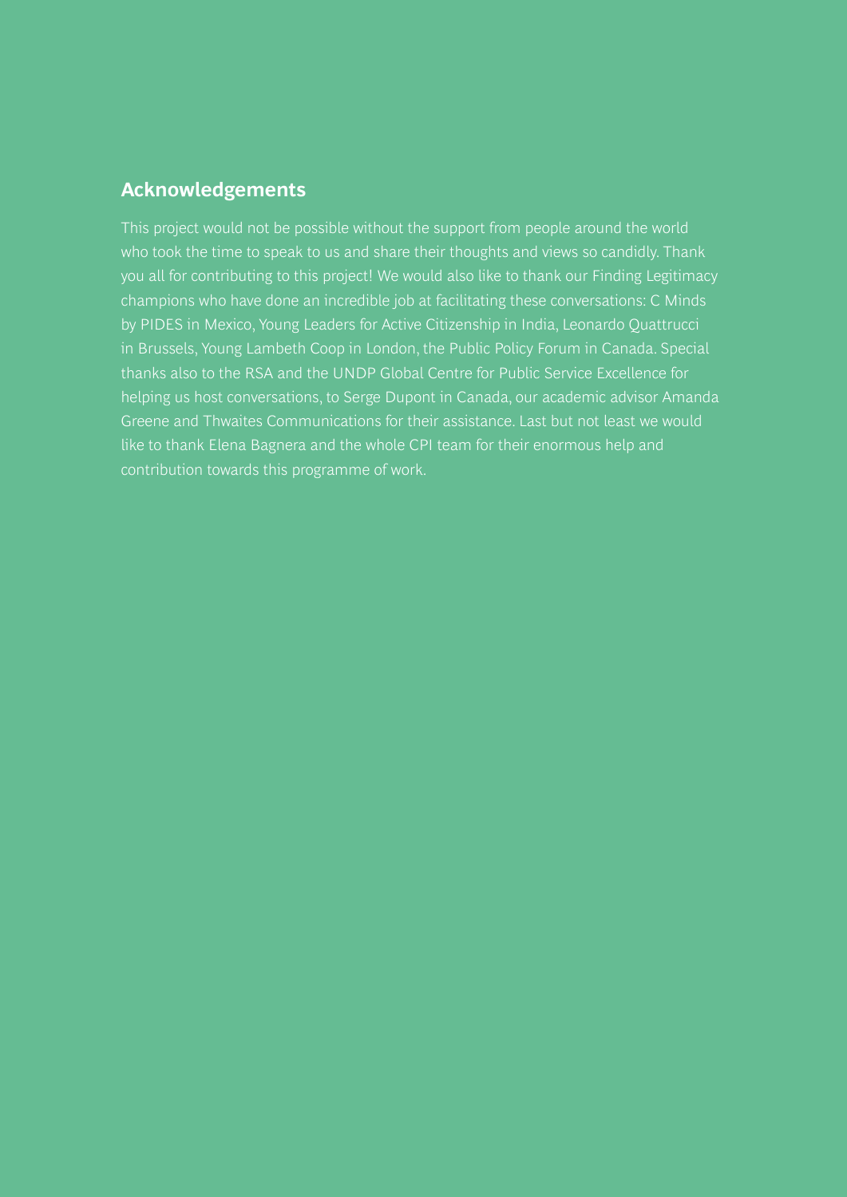## Acknowledgements

This project would not be possible without the support from people around the world who took the time to speak to us and share their thoughts and views so candidly. Thank you all for contributing to this project! We would also like to thank our Finding Legitimacy champions who have done an incredible job at facilitating these conversations: C Minds by PIDES in Mexico, Young Leaders for Active Citizenship in India, Leonardo Quattrucci in Brussels, Young Lambeth Coop in London, the Public Policy Forum in Canada. Special thanks also to the RSA and the UNDP Global Centre for Public Service Excellence for helping us host conversations, to Serge Dupont in Canada, our academic advisor Amanda Greene and Thwaites Communications for their assistance. Last but not least we would like to thank Elena Bagnera and the whole CPI team for their enormous help and contribution towards this programme of work.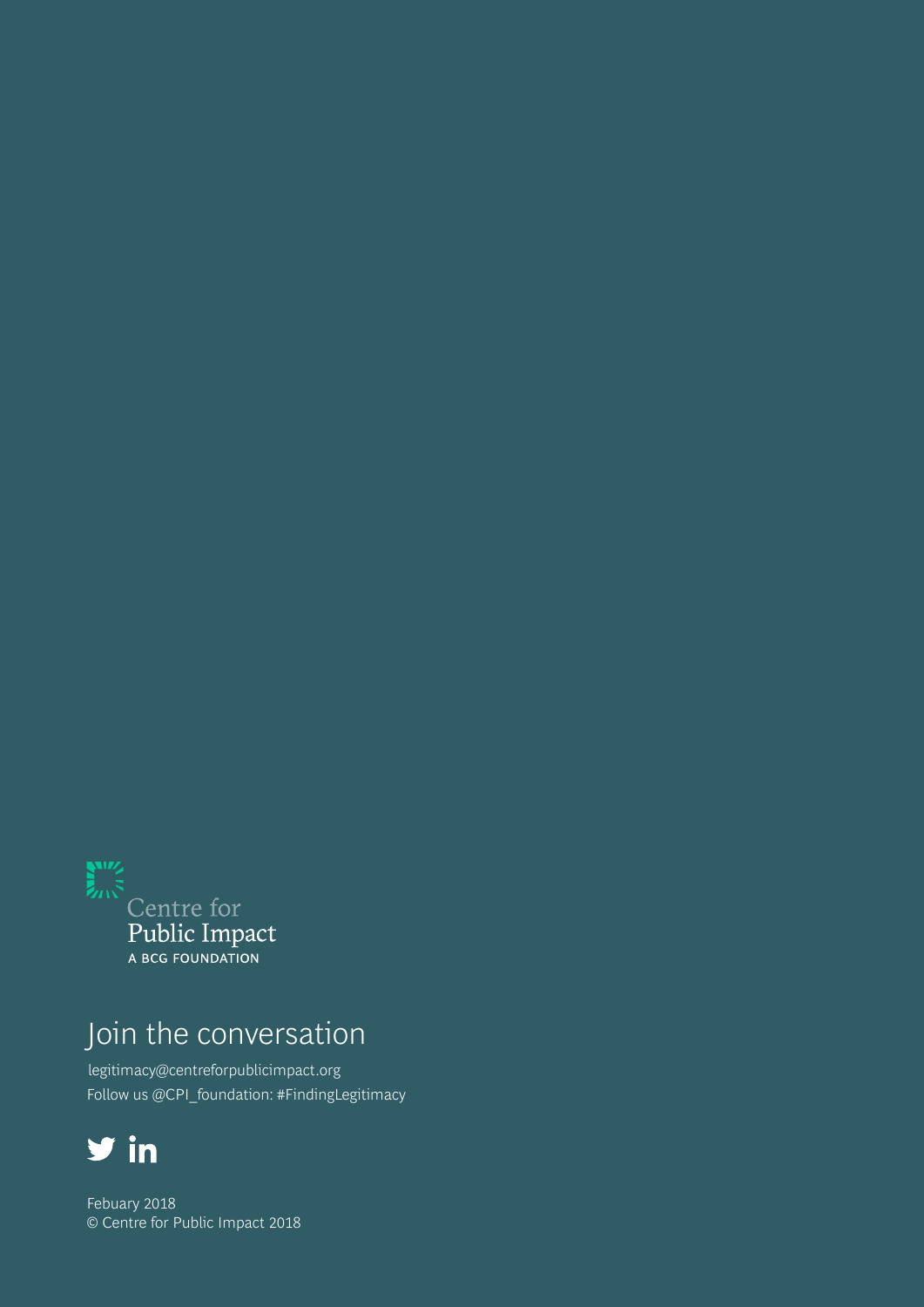Centre for
Public Impact
A BCG FOUNDATION

## Join the conversation

legitimacy@centreforpublicimpact.org
Follow us @CPI_foundation: #FindingLegitimacy

Febuary 2018
© Centre for Public Impact 2018